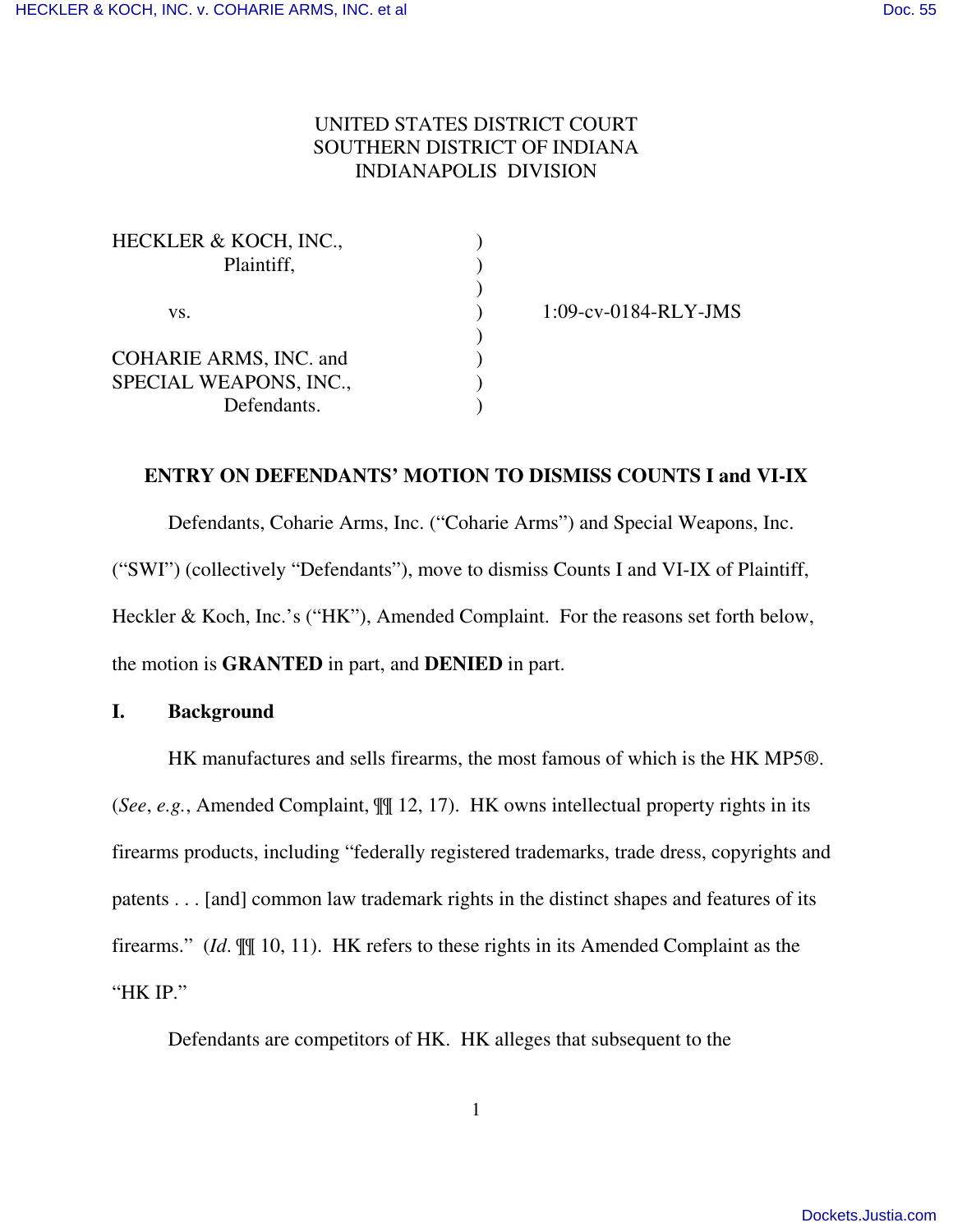UNITED STATES DISTRICT COURT
SOUTHERN DISTRICT OF INDIANA
INDIANAPOLIS DIVISION

| | | |
|---|---|---|
| HECKLER & KOCH, INC., Plaintiff, | ) | |
| vs. | ) | 1:09-cv-0184-RLY-JMS |
| COHARIE ARMS, INC. and SPECIAL WEAPONS, INC., Defendants. | ) | |

**ENTRY ON DEFENDANTS' MOTION TO DISMISS COUNTS I and VI-IX**

Defendants, Coharie Arms, Inc. ("Coharie Arms") and Special Weapons, Inc. ("SWI") (collectively "Defendants"), move to dismiss Counts I and VI-IX of Plaintiff, Heckler & Koch, Inc.'s ("HK"), Amended Complaint. For the reasons set forth below, the motion is **GRANTED** in part, and **DENIED** in part.

## I. Background

HK manufactures and sells firearms, the most famous of which is the HK MP5®. (*See*, *e.g.*, Amended Complaint, ¶¶ 12, 17). HK owns intellectual property rights in its firearms products, including "federally registered trademarks, trade dress, copyrights and patents . . . [and] common law trademark rights in the distinct shapes and features of its firearms." (*Id*. ¶¶ 10, 11). HK refers to these rights in its Amended Complaint as the "HK IP."

Defendants are competitors of HK. HK alleges that subsequent to the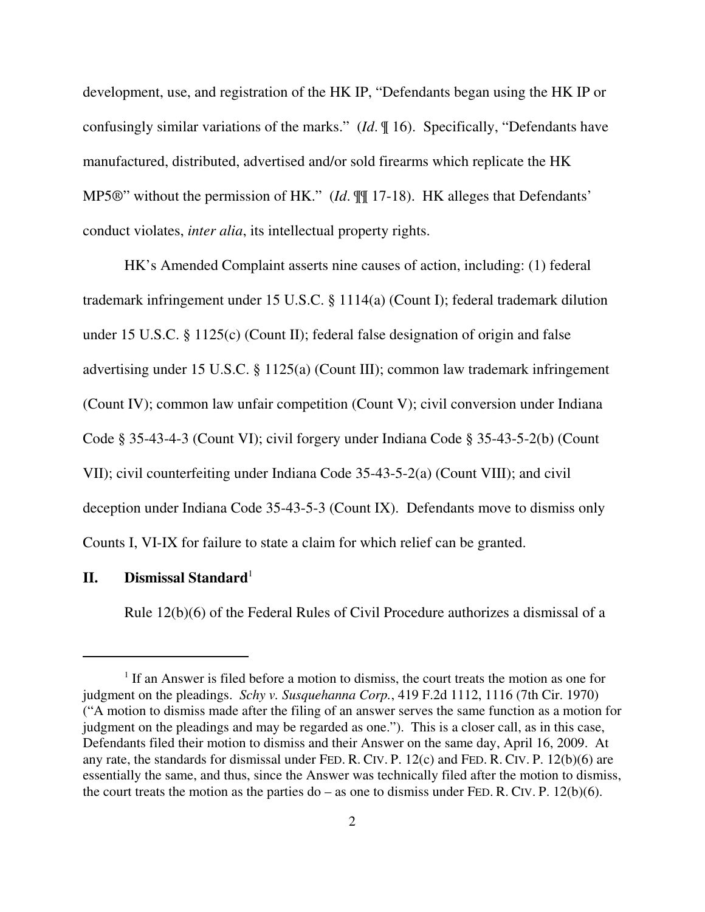development, use, and registration of the HK IP, "Defendants began using the HK IP or confusingly similar variations of the marks." (*Id.* ¶ 16). Specifically, "Defendants have manufactured, distributed, advertised and/or sold firearms which replicate the HK MP5®" without the permission of HK." (*Id.* ¶¶ 17-18). HK alleges that Defendants' conduct violates, *inter alia*, its intellectual property rights.

HK's Amended Complaint asserts nine causes of action, including: (1) federal trademark infringement under 15 U.S.C. § 1114(a) (Count I); federal trademark dilution under 15 U.S.C. § 1125(c) (Count II); federal false designation of origin and false advertising under 15 U.S.C. § 1125(a) (Count III); common law trademark infringement (Count IV); common law unfair competition (Count V); civil conversion under Indiana Code § 35-43-4-3 (Count VI); civil forgery under Indiana Code § 35-43-5-2(b) (Count VII); civil counterfeiting under Indiana Code 35-43-5-2(a) (Count VIII); and civil deception under Indiana Code 35-43-5-3 (Count IX). Defendants move to dismiss only Counts I, VI-IX for failure to state a claim for which relief can be granted.

## II. Dismissal Standard[1]

Rule 12(b)(6) of the Federal Rules of Civil Procedure authorizes a dismissal of a

---

[1] If an Answer is filed before a motion to dismiss, the court treats the motion as one for judgment on the pleadings. *Schy v. Susquehanna Corp.*, 419 F.2d 1112, 1116 (7th Cir. 1970) ("A motion to dismiss made after the filing of an answer serves the same function as a motion for judgment on the pleadings and may be regarded as one."). This is a closer call, as in this case, Defendants filed their motion to dismiss and their Answer on the same day, April 16, 2009. At any rate, the standards for dismissal under FED. R. CIV. P. 12(c) and FED. R. CIV. P. 12(b)(6) are essentially the same, and thus, since the Answer was technically filed after the motion to dismiss, the court treats the motion as the parties do – as one to dismiss under FED. R. CIV. P. 12(b)(6).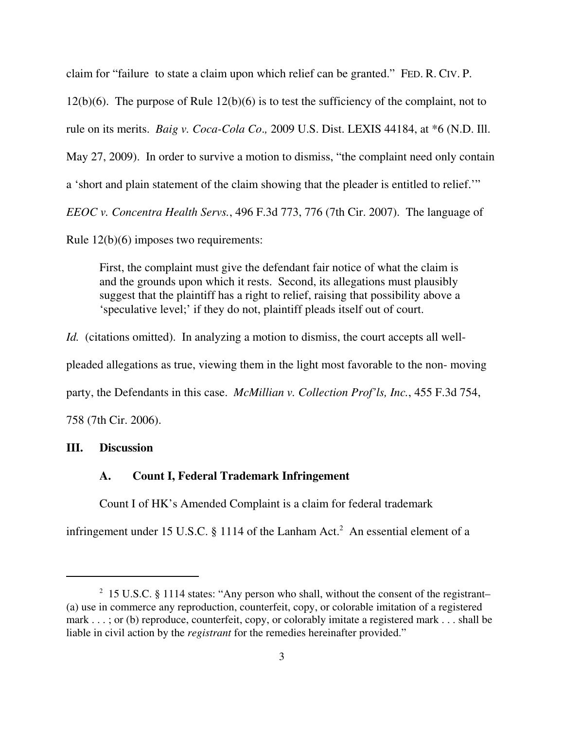claim for "failure to state a claim upon which relief can be granted." FED. R. CIV. P. 12(b)(6). The purpose of Rule 12(b)(6) is to test the sufficiency of the complaint, not to rule on its merits. *Baig v. Coca-Cola Co.,* 2009 U.S. Dist. LEXIS 44184, at *6 (N.D. Ill. May 27, 2009). In order to survive a motion to dismiss, "the complaint need only contain a 'short and plain statement of the claim showing that the pleader is entitled to relief.'" *EEOC v. Concentra Health Servs.*, 496 F.3d 773, 776 (7th Cir. 2007). The language of Rule 12(b)(6) imposes two requirements:

> First, the complaint must give the defendant fair notice of what the claim is and the grounds upon which it rests. Second, its allegations must plausibly suggest that the plaintiff has a right to relief, raising that possibility above a 'speculative level;' if they do not, plaintiff pleads itself out of court.

*Id.* (citations omitted). In analyzing a motion to dismiss, the court accepts all well-pleaded allegations as true, viewing them in the light most favorable to the non- moving party, the Defendants in this case. *McMillian v. Collection Prof'ls, Inc.*, 455 F.3d 754, 758 (7th Cir. 2006).

## III. Discussion

### A. Count I, Federal Trademark Infringement

Count I of HK's Amended Complaint is a claim for federal trademark infringement under 15 U.S.C. § 1114 of the Lanham Act.[2] An essential element of a

---

[2] 15 U.S.C. § 1114 states: "Any person who shall, without the consent of the registrant– (a) use in commerce any reproduction, counterfeit, copy, or colorable imitation of a registered mark . . . ; or (b) reproduce, counterfeit, copy, or colorably imitate a registered mark . . . shall be liable in civil action by the *registrant* for the remedies hereinafter provided."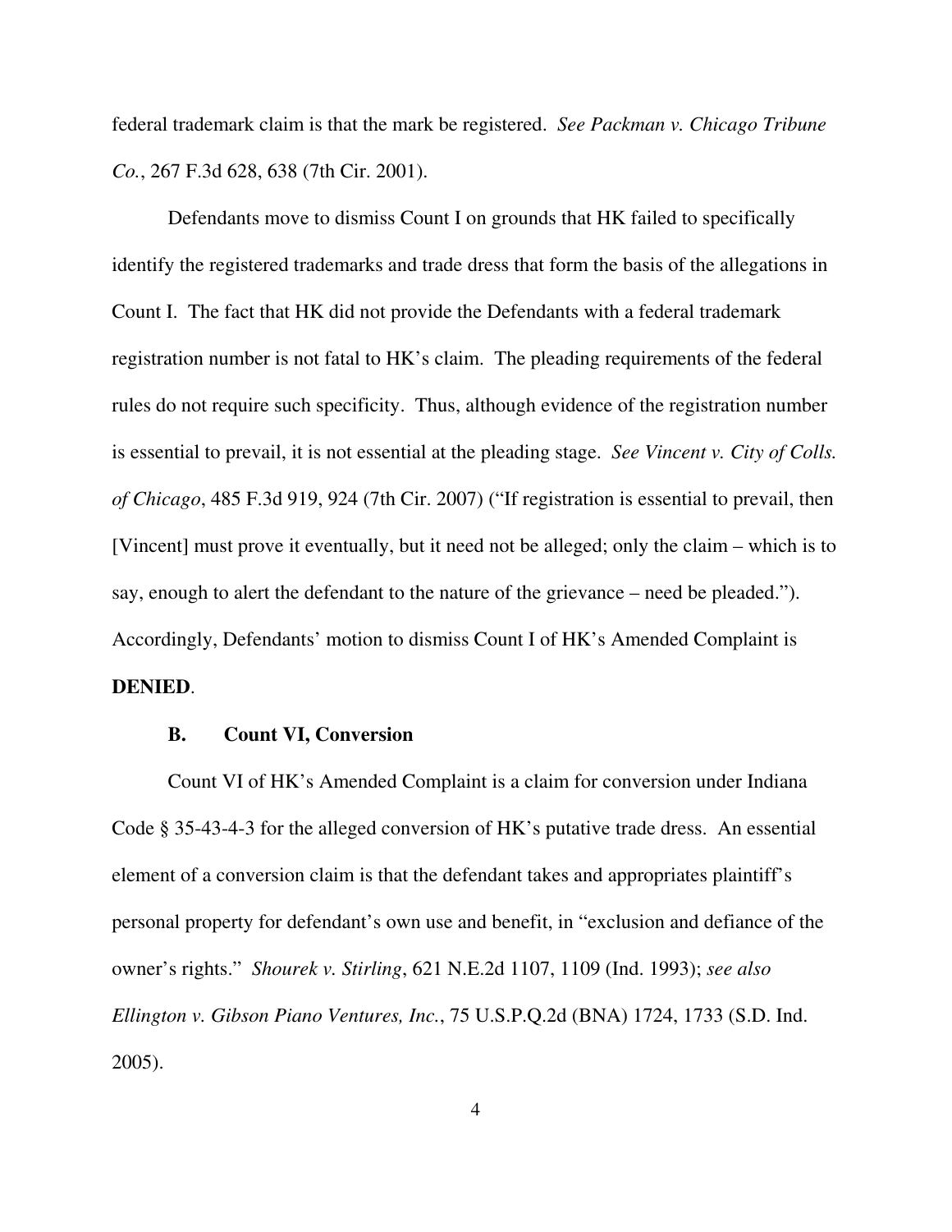federal trademark claim is that the mark be registered. *See Packman v. Chicago Tribune Co.*, 267 F.3d 628, 638 (7th Cir. 2001).

Defendants move to dismiss Count I on grounds that HK failed to specifically identify the registered trademarks and trade dress that form the basis of the allegations in Count I. The fact that HK did not provide the Defendants with a federal trademark registration number is not fatal to HK's claim. The pleading requirements of the federal rules do not require such specificity. Thus, although evidence of the registration number is essential to prevail, it is not essential at the pleading stage. *See Vincent v. City of Colls. of Chicago*, 485 F.3d 919, 924 (7th Cir. 2007) ("If registration is essential to prevail, then [Vincent] must prove it eventually, but it need not be alleged; only the claim – which is to say, enough to alert the defendant to the nature of the grievance – need be pleaded."). Accordingly, Defendants' motion to dismiss Count I of HK's Amended Complaint is **DENIED**.

### B. Count VI, Conversion

Count VI of HK's Amended Complaint is a claim for conversion under Indiana Code § 35-43-4-3 for the alleged conversion of HK's putative trade dress. An essential element of a conversion claim is that the defendant takes and appropriates plaintiff's personal property for defendant's own use and benefit, in "exclusion and defiance of the owner's rights." *Shourek v. Stirling*, 621 N.E.2d 1107, 1109 (Ind. 1993); *see also Ellington v. Gibson Piano Ventures, Inc.*, 75 U.S.P.Q.2d (BNA) 1724, 1733 (S.D. Ind. 2005).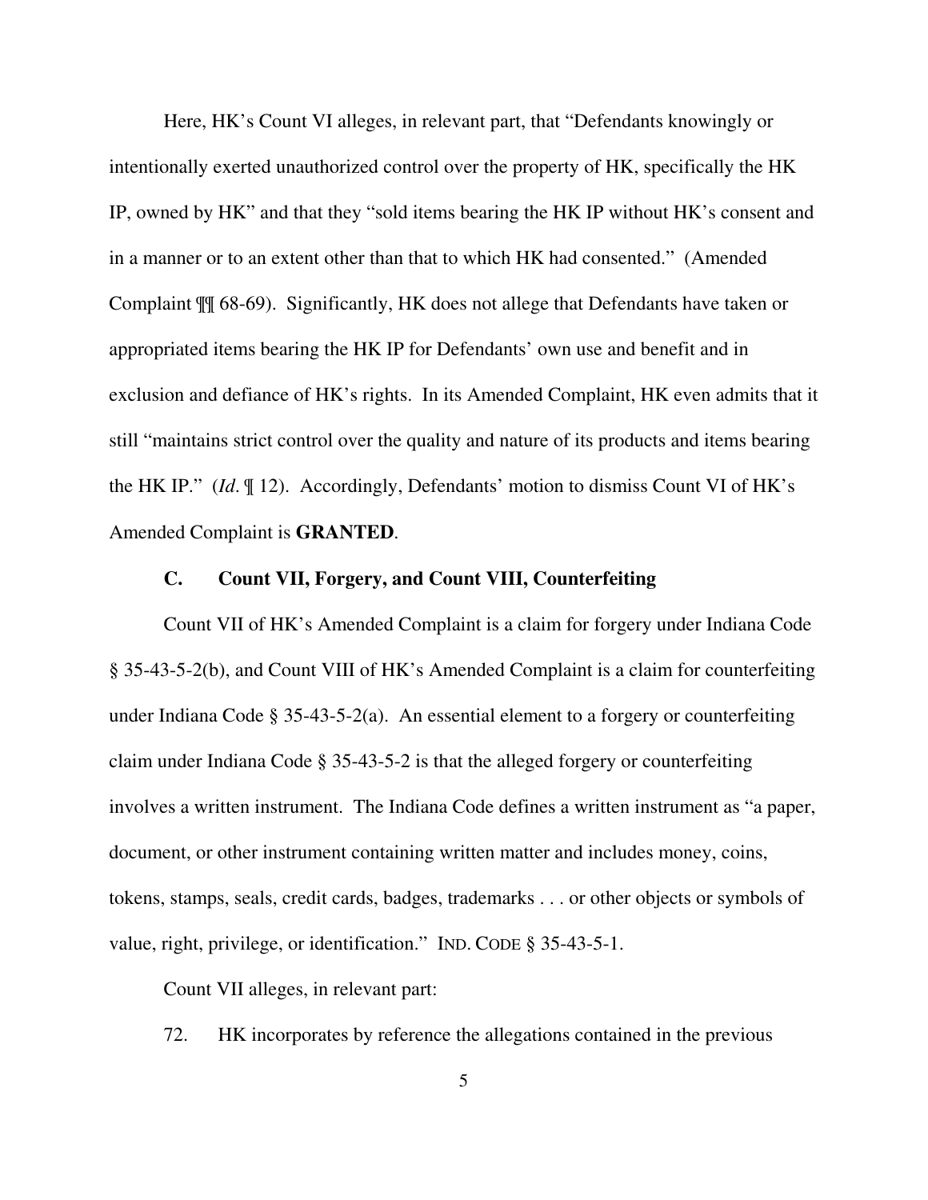Here, HK's Count VI alleges, in relevant part, that "Defendants knowingly or intentionally exerted unauthorized control over the property of HK, specifically the HK IP, owned by HK" and that they "sold items bearing the HK IP without HK's consent and in a manner or to an extent other than that to which HK had consented." (Amended Complaint ¶¶ 68-69). Significantly, HK does not allege that Defendants have taken or appropriated items bearing the HK IP for Defendants' own use and benefit and in exclusion and defiance of HK's rights. In its Amended Complaint, HK even admits that it still "maintains strict control over the quality and nature of its products and items bearing the HK IP." (*Id.* ¶ 12). Accordingly, Defendants' motion to dismiss Count VI of HK's Amended Complaint is **GRANTED**.

### C. Count VII, Forgery, and Count VIII, Counterfeiting

Count VII of HK's Amended Complaint is a claim for forgery under Indiana Code § 35-43-5-2(b), and Count VIII of HK's Amended Complaint is a claim for counterfeiting under Indiana Code § 35-43-5-2(a). An essential element to a forgery or counterfeiting claim under Indiana Code § 35-43-5-2 is that the alleged forgery or counterfeiting involves a written instrument. The Indiana Code defines a written instrument as "a paper, document, or other instrument containing written matter and includes money, coins, tokens, stamps, seals, credit cards, badges, trademarks . . . or other objects or symbols of value, right, privilege, or identification." IND. CODE § 35-43-5-1.

Count VII alleges, in relevant part:

72. HK incorporates by reference the allegations contained in the previous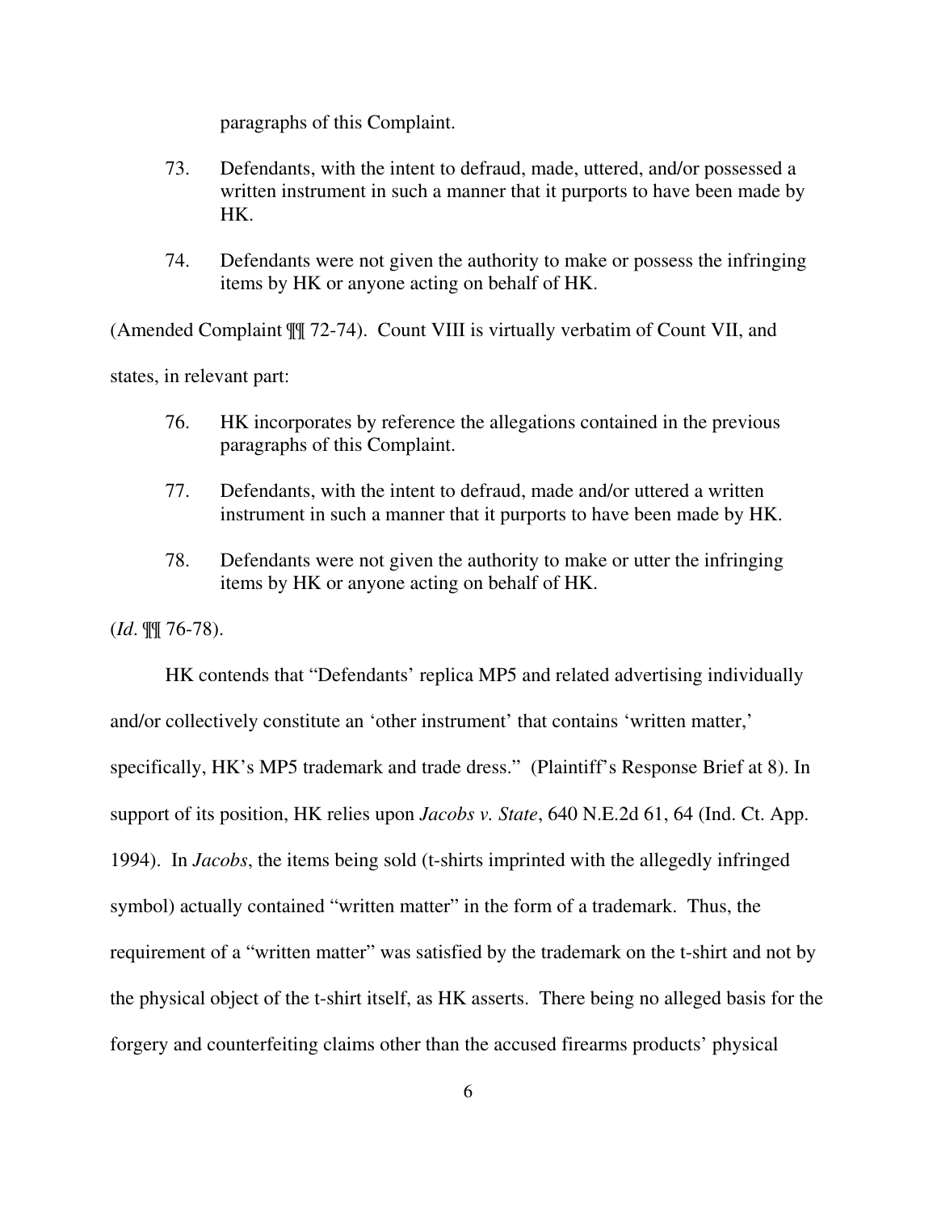paragraphs of this Complaint.

> 73. Defendants, with the intent to defraud, made, uttered, and/or possessed a written instrument in such a manner that it purports to have been made by HK.
>
> 74. Defendants were not given the authority to make or possess the infringing items by HK or anyone acting on behalf of HK.

(Amended Complaint ¶¶ 72-74). Count VIII is virtually verbatim of Count VII, and states, in relevant part:

> 76. HK incorporates by reference the allegations contained in the previous paragraphs of this Complaint.
>
> 77. Defendants, with the intent to defraud, made and/or uttered a written instrument in such a manner that it purports to have been made by HK.
>
> 78. Defendants were not given the authority to make or utter the infringing items by HK or anyone acting on behalf of HK.

(*Id*. ¶¶ 76-78).

HK contends that "Defendants' replica MP5 and related advertising individually and/or collectively constitute an 'other instrument' that contains 'written matter,' specifically, HK's MP5 trademark and trade dress." (Plaintiff's Response Brief at 8). In support of its position, HK relies upon *Jacobs v. State*, 640 N.E.2d 61, 64 (Ind. Ct. App. 1994). In *Jacobs*, the items being sold (t-shirts imprinted with the allegedly infringed symbol) actually contained "written matter" in the form of a trademark. Thus, the requirement of a "written matter" was satisfied by the trademark on the t-shirt and not by the physical object of the t-shirt itself, as HK asserts. There being no alleged basis for the forgery and counterfeiting claims other than the accused firearms products' physical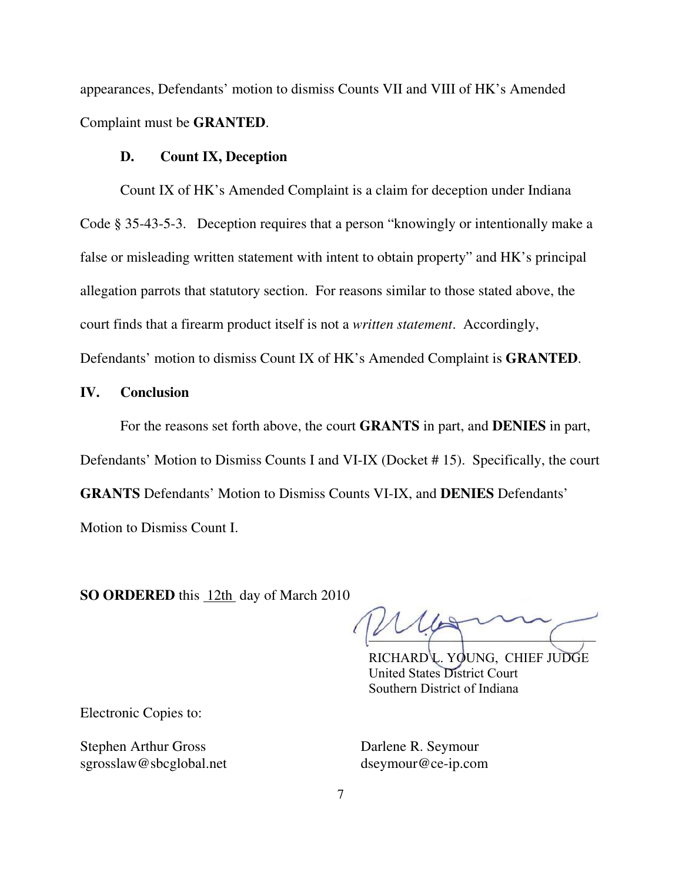appearances, Defendants' motion to dismiss Counts VII and VIII of HK's Amended Complaint must be **GRANTED**.

### D. Count IX, Deception

Count IX of HK's Amended Complaint is a claim for deception under Indiana Code § 35-43-5-3. Deception requires that a person "knowingly or intentionally make a false or misleading written statement with intent to obtain property" and HK's principal allegation parrots that statutory section. For reasons similar to those stated above, the court finds that a firearm product itself is not a *written statement*. Accordingly, Defendants' motion to dismiss Count IX of HK's Amended Complaint is **GRANTED**.

## IV. Conclusion

For the reasons set forth above, the court **GRANTS** in part, and **DENIES** in part, Defendants' Motion to Dismiss Counts I and VI-IX (Docket # 15). Specifically, the court **GRANTS** Defendants' Motion to Dismiss Counts VI-IX, and **DENIES** Defendants' Motion to Dismiss Count I.

**SO ORDERED** this 12th day of March 2010

RICHARD L. YOUNG, CHIEF JUDGE
United States District Court
Southern District of Indiana

Electronic Copies to:

Stephen Arthur Gross
sgrosslaw@sbcglobal.net

Darlene R. Seymour
dseymour@ce-ip.com